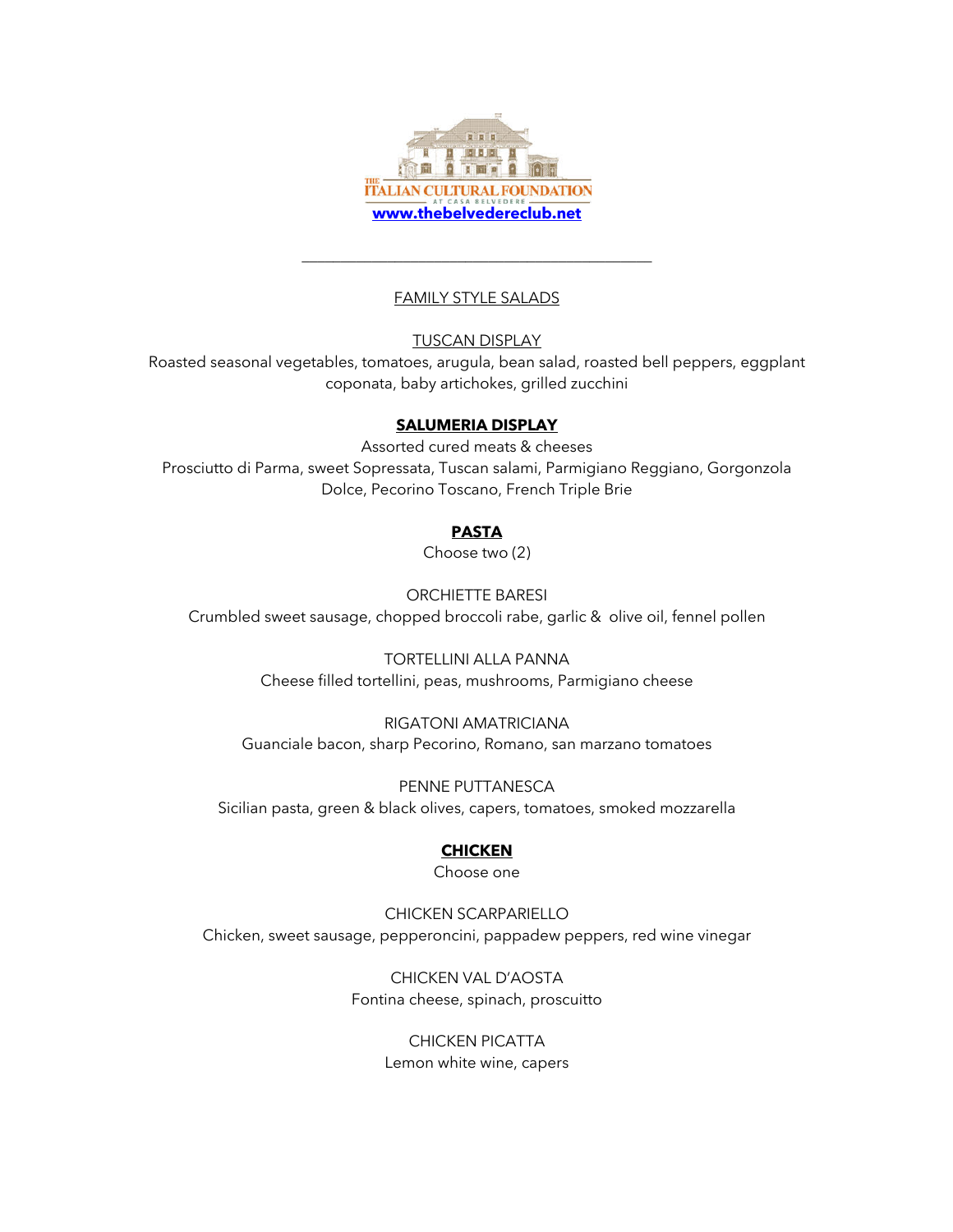THE ITALIAN CULTURAL FOUNDATION AT CASA BELVEDERE

www.thebelvedereclub.net

---

## FAMILY STYLE SALADS

### TUSCAN DISPLAY

Roasted seasonal vegetables, tomatoes, arugula, bean salad, roasted bell peppers, eggplant coponata, baby artichokes, grilled zucchini

### **SALUMERIA DISPLAY**

Assorted cured meats & cheeses

Prosciutto di Parma, sweet Sopressata, Tuscan salami, Parmigiano Reggiano, Gorgonzola Dolce, Pecorino Toscano, French Triple Brie

## **PASTA**

Choose two (2)

ORCHIETTE BARESI

Crumbled sweet sausage, chopped broccoli rabe, garlic & olive oil, fennel pollen

TORTELLINI ALLA PANNA

Cheese filled tortellini, peas, mushrooms, Parmigiano cheese

RIGATONI AMATRICIANA

Guanciale bacon, sharp Pecorino, Romano, san marzano tomatoes

PENNE PUTTANESCA

Sicilian pasta, green & black olives, capers, tomatoes, smoked mozzarella

## **CHICKEN**

Choose one

CHICKEN SCARPARIELLO

Chicken, sweet sausage, pepperoncini, pappadew peppers, red wine vinegar

CHICKEN VAL D'AOSTA

Fontina cheese, spinach, proscuitto

CHICKEN PICATTA

Lemon white wine, capers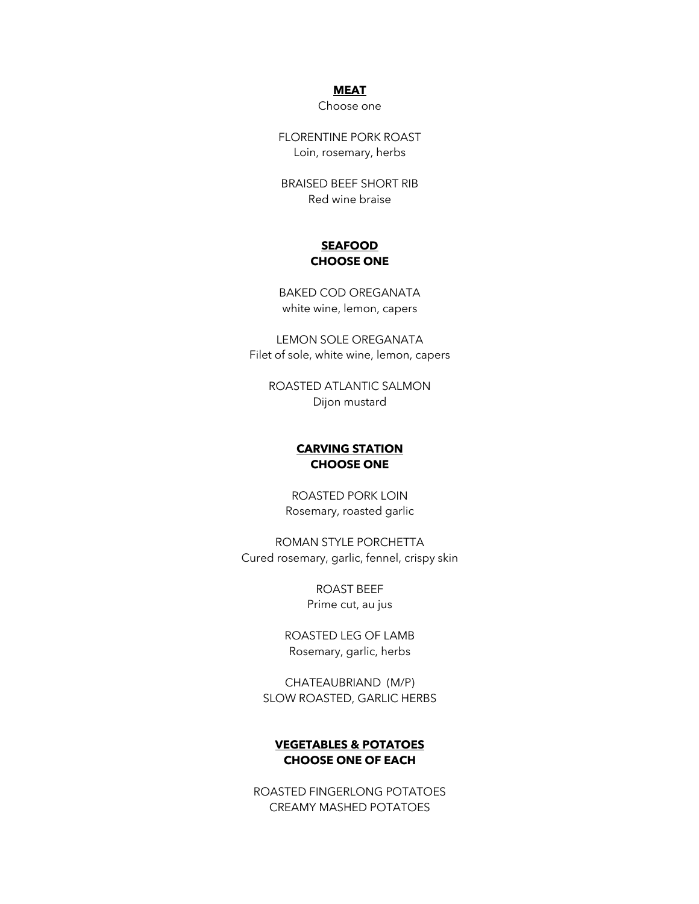## MEAT

Choose one

FLORENTINE PORK ROAST
Loin, rosemary, herbs

BRAISED BEEF SHORT RIB
Red wine braise

## SEAFOOD

**CHOOSE ONE**

BAKED COD OREGANATA
white wine, lemon, capers

LEMON SOLE OREGANATA
Filet of sole, white wine, lemon, capers

ROASTED ATLANTIC SALMON
Dijon mustard

## CARVING STATION

**CHOOSE ONE**

ROASTED PORK LOIN
Rosemary, roasted garlic

ROMAN STYLE PORCHETTA
Cured rosemary, garlic, fennel, crispy skin

ROAST BEEF
Prime cut, au jus

ROASTED LEG OF LAMB
Rosemary, garlic, herbs

CHATEAUBRIAND (M/P)
SLOW ROASTED, GARLIC HERBS

## VEGETABLES & POTATOES

**CHOOSE ONE OF EACH**

ROASTED FINGERLONG POTATOES
CREAMY MASHED POTATOES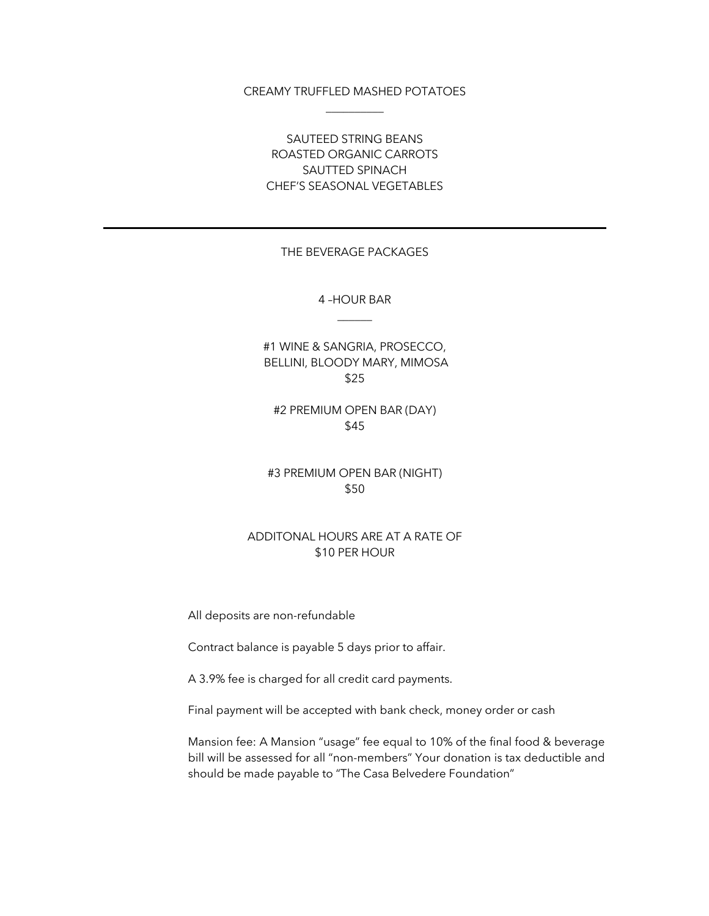CREAMY TRUFFLED MASHED POTATOES

---

SAUTEED STRING BEANS
ROASTED ORGANIC CARROTS
SAUTTED SPINACH
CHEF'S SEASONAL VEGETABLES

---

## THE BEVERAGE PACKAGES

### 4 –HOUR BAR

---

#1 WINE & SANGRIA, PROSECCO,
BELLINI, BLOODY MARY, MIMOSA
$25

#2 PREMIUM OPEN BAR (DAY)
$45

#3 PREMIUM OPEN BAR (NIGHT)
$50

ADDITONAL HOURS ARE AT A RATE OF
$10 PER HOUR

All deposits are non-refundable

Contract balance is payable 5 days prior to affair.

A 3.9% fee is charged for all credit card payments.

Final payment will be accepted with bank check, money order or cash

Mansion fee: A Mansion "usage" fee equal to 10% of the final food & beverage bill will be assessed for all "non-members" Your donation is tax deductible and should be made payable to "The Casa Belvedere Foundation"